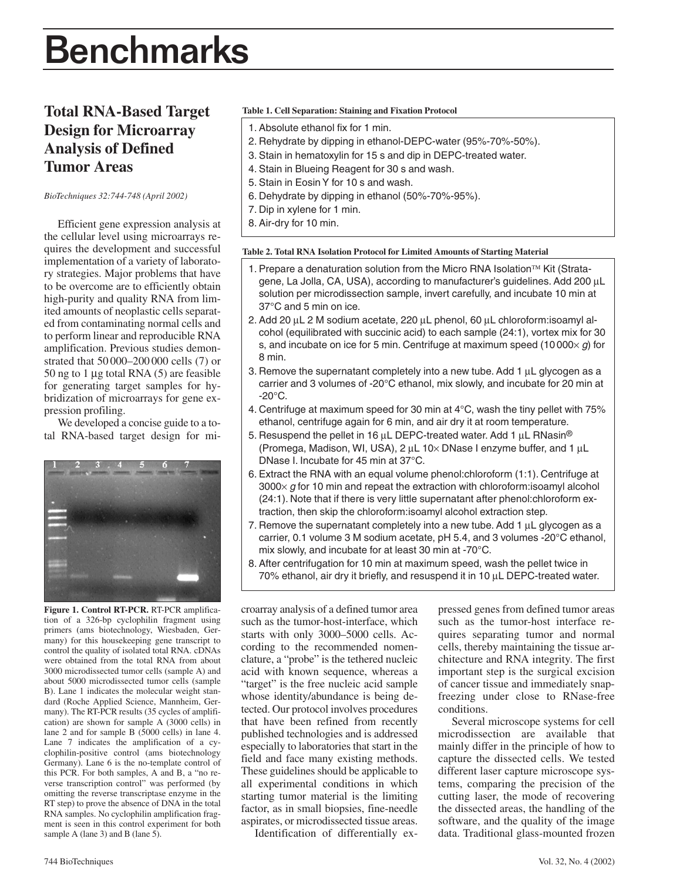# Benchmarks

## Total RNA-Based Target Design for Microarray Analysis of Defined Tumor Areas

*BioTechniques 32:744-748 (April 2002)*

Efficient gene expression analysis at the cellular level using microarrays requires the development and successful implementation of a variety of laboratory strategies. Major problems that have to be overcome are to efficiently obtain high-purity and quality RNA from limited amounts of neoplastic cells separated from contaminating normal cells and to perform linear and reproducible RNA amplification. Previous studies demonstrated that 50 000–200 000 cells (7) or 50 ng to 1 µg total RNA (5) are feasible for generating target samples for hybridization of microarrays for gene expression profiling.

We developed a concise guide to a total RNA-based target design for microarray analysis of a defined tumor area such as the tumor-host-interface, which starts with only 3000–5000 cells. According to the recommended nomenclature, a "probe" is the tethered nucleic acid with known sequence, whereas a "target" is the free nucleic acid sample whose identity/abundance is being detected. Our protocol involves procedures that have been refined from recently published technologies and is addressed especially to laboratories that start in the field and face many existing methods. These guidelines should be applicable to all experimental conditions in which starting tumor material is the limiting factor, as in small biopsies, fine-needle aspirates, or microdissected tissue areas.

Identification of differentially expressed genes from defined tumor areas such as the tumor-host interface requires separating tumor and normal cells, thereby maintaining the tissue architecture and RNA integrity. The first important step is the surgical excision of cancer tissue and immediately snap-freezing under close to RNase-free conditions.

Several microscope systems for cell microdissection are available that mainly differ in the principle of how to capture the dissected cells. We tested different laser capture microscope systems, comparing the precision of the cutting laser, the mode of recovering the dissected areas, the handling of the software, and the quality of the image data. Traditional glass-mounted frozen

**Figure 1. Control RT-PCR.** RT-PCR amplification of a 326-bp cyclophilin fragment using primers (ams biotechnology, Wiesbaden, Germany) for this housekeeping gene transcript to control the quality of isolated total RNA. cDNAs were obtained from the total RNA from about 3000 microdissected tumor cells (sample A) and about 5000 microdissected tumor cells (sample B). Lane 1 indicates the molecular weight standard (Roche Applied Science, Mannheim, Germany). The RT-PCR results (35 cycles of amplification) are shown for sample A (3000 cells) in lane 2 and for sample B (5000 cells) in lane 4. Lane 7 indicates the amplification of a cyclophilin-positive control (ams biotechnology Germany). Lane 6 is the no-template control of this PCR. For both samples, A and B, a "no reverse transcription control" was performed (by omitting the reverse transcriptase enzyme in the RT step) to prove the absence of DNA in the total RNA samples. No cyclophilin amplification fragment is seen in this control experiment for both sample A (lane 3) and B (lane 5).

**Table 1. Cell Separation: Staining and Fixation Protocol**

1. Absolute ethanol fix for 1 min.
2. Rehydrate by dipping in ethanol-DEPC-water (95%-70%-50%).
3. Stain in hematoxylin for 15 s and dip in DEPC-treated water.
4. Stain in Blueing Reagent for 30 s and wash.
5. Stain in Eosin Y for 10 s and wash.
6. Dehydrate by dipping in ethanol (50%-70%-95%).
7. Dip in xylene for 1 min.
8. Air-dry for 10 min.

**Table 2. Total RNA Isolation Protocol for Limited Amounts of Starting Material**

1. Prepare a denaturation solution from the Micro RNA Isolation™ Kit (Stratagene, La Jolla, CA, USA), according to manufacturer's guidelines. Add 200 µL solution per microdissection sample, invert carefully, and incubate 10 min at 37°C and 5 min on ice.
2. Add 20 µL 2 M sodium acetate, 220 µL phenol, 60 µL chloroform:isoamyl alcohol (equilibrated with succinic acid) to each sample (24:1), vortex mix for 30 s, and incubate on ice for 5 min. Centrifuge at maximum speed (10 000× *g*) for 8 min.
3. Remove the supernatant completely into a new tube. Add 1 µL glycogen as a carrier and 3 volumes of -20°C ethanol, mix slowly, and incubate for 20 min at -20°C.
4. Centrifuge at maximum speed for 30 min at 4°C, wash the tiny pellet with 75% ethanol, centrifuge again for 6 min, and air dry it at room temperature.
5. Resuspend the pellet in 16 µL DEPC-treated water. Add 1 µL RNasin® (Promega, Madison, WI, USA), 2 µL 10× DNase I enzyme buffer, and 1 µL DNase I. Incubate for 45 min at 37°C.
6. Extract the RNA with an equal volume phenol:chloroform (1:1). Centrifuge at 3000× *g* for 10 min and repeat the extraction with chloroform:isoamyl alcohol (24:1). Note that if there is very little supernatant after phenol:chloroform extraction, then skip the chloroform:isoamyl alcohol extraction step.
7. Remove the supernatant completely into a new tube. Add 1 µL glycogen as a carrier, 0.1 volume 3 M sodium acetate, pH 5.4, and 3 volumes -20°C ethanol, mix slowly, and incubate for at least 30 min at -70°C.
8. After centrifugation for 10 min at maximum speed, wash the pellet twice in 70% ethanol, air dry it briefly, and resuspend it in 10 µL DEPC-treated water.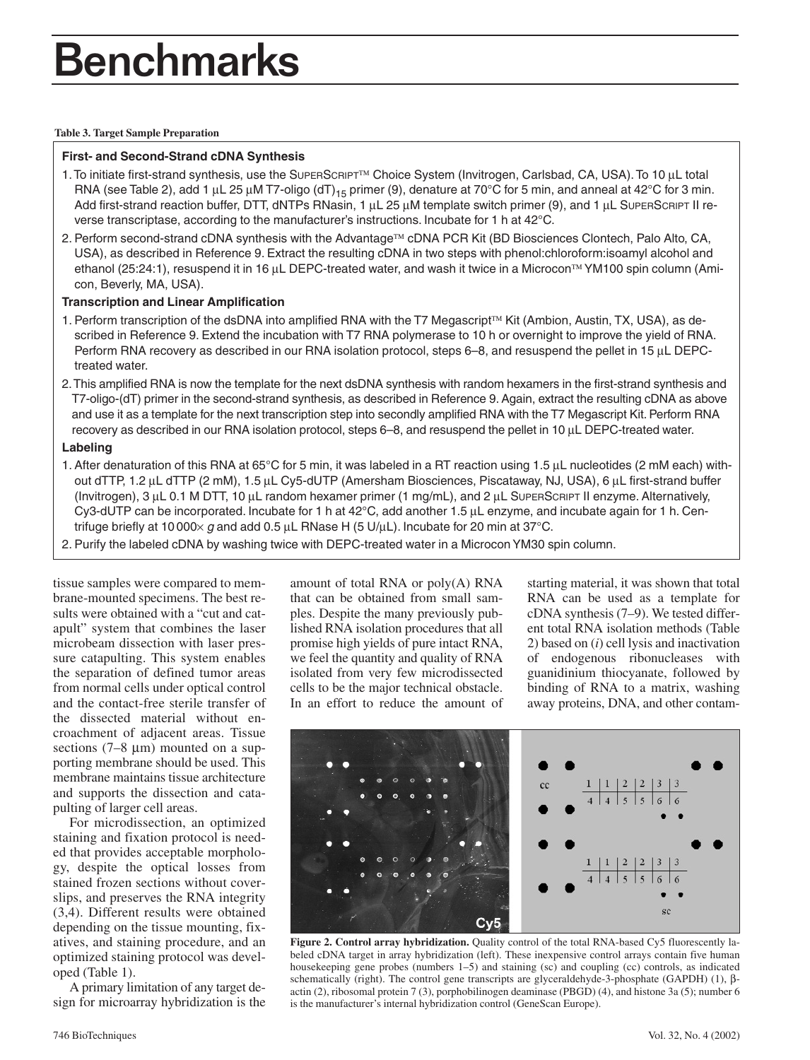**Table 3. Target Sample Preparation**

**First- and Second-Strand cDNA Synthesis**

1. To initiate first-strand synthesis, use the SuperScript™ Choice System (Invitrogen, Carlsbad, CA, USA). To 10 μL total RNA (see Table 2), add 1 μL 25 μM T7-oligo $(dT)_{15}$ primer (9), denature at 70°C for 5 min, and anneal at 42°C for 3 min. Add first-strand reaction buffer, DTT, dNTPs RNasin, 1 μL 25 μM template switch primer (9), and 1 μL SuperScript II reverse transcriptase, according to the manufacturer's instructions. Incubate for 1 h at 42°C.
2. Perform second-strand cDNA synthesis with the Advantage™ cDNA PCR Kit (BD Biosciences Clontech, Palo Alto, CA, USA), as described in Reference 9. Extract the resulting cDNA in two steps with phenol:chloroform:isoamyl alcohol and ethanol (25:24:1), resuspend it in 16 μL DEPC-treated water, and wash it twice in a Microcon™ YM100 spin column (Amicon, Beverly, MA, USA).

**Transcription and Linear Amplification**

1. Perform transcription of the dsDNA into amplified RNA with the T7 Megascript™ Kit (Ambion, Austin, TX, USA), as described in Reference 9. Extend the incubation with T7 RNA polymerase to 10 h or overnight to improve the yield of RNA. Perform RNA recovery as described in our RNA isolation protocol, steps 6–8, and resuspend the pellet in 15 μL DEPC-treated water.
2. This amplified RNA is now the template for the next dsDNA synthesis with random hexamers in the first-strand synthesis and T7-oligo-(dT) primer in the second-strand synthesis, as described in Reference 9. Again, extract the resulting cDNA as above and use it as a template for the next transcription step into secondly amplified RNA with the T7 Megascript Kit. Perform RNA recovery as described in our RNA isolation protocol, steps 6–8, and resuspend the pellet in 10 μL DEPC-treated water.

**Labeling**

1. After denaturation of this RNA at 65°C for 5 min, it was labeled in a RT reaction using 1.5 μL nucleotides (2 mM each) without dTTP, 1.2 μL dTTP (2 mM), 1.5 μL Cy5-dUTP (Amersham Biosciences, Piscataway, NJ, USA), 6 μL first-strand buffer (Invitrogen), 3 μL 0.1 M DTT, 10 μL random hexamer primer (1 mg/mL), and 2 μL SuperScript II enzyme. Alternatively, Cy3-dUTP can be incorporated. Incubate for 1 h at 42°C, add another 1.5 μL enzyme, and incubate again for 1 h. Centrifuge briefly at 10 000× *g* and add 0.5 μL RNase H (5 U/μL). Incubate for 20 min at 37°C.
2. Purify the labeled cDNA by washing twice with DEPC-treated water in a Microcon YM30 spin column.

tissue samples were compared to membrane-mounted specimens. The best results were obtained with a "cut and catapult" system that combines the laser microbeam dissection with laser pressure catapulting. This system enables the separation of defined tumor areas from normal cells under optical control and the contact-free sterile transfer of the dissected material without encroachment of adjacent areas. Tissue sections (7–8 μm) mounted on a supporting membrane should be used. This membrane maintains tissue architecture and supports the dissection and catapulting of larger cell areas.

For microdissection, an optimized staining and fixation protocol is needed that provides acceptable morphology, despite the optical losses from stained frozen sections without coverslips, and preserves the RNA integrity (3,4). Different results were obtained depending on the tissue mounting, fixatives, and staining procedure, and an optimized staining protocol was developed (Table 1).

A primary limitation of any target design for microarray hybridization is the amount of total RNA or poly(A) RNA that can be obtained from small samples. Despite the many previously published RNA isolation procedures that all promise high yields of pure intact RNA, we feel the quantity and quality of RNA isolated from very few microdissected cells to be the major technical obstacle. In an effort to reduce the amount of starting material, it was shown that total RNA can be used as a template for cDNA synthesis (7–9). We tested different total RNA isolation methods (Table 2) based on (*i*) cell lysis and inactivation of endogenous ribonucleases with guanidinium thiocyanate, followed by binding of RNA to a matrix, washing away proteins, DNA, and other contam-

**Figure 2. Control array hybridization.** Quality control of the total RNA-based Cy5 fluorescently labeled cDNA target in array hybridization (left). These inexpensive control arrays contain five human housekeeping gene probes (numbers 1–5) and staining (sc) and coupling (cc) controls, as indicated schematically (right). The control gene transcripts are glyceraldehyde-3-phosphate (GAPDH) (1), β-actin (2), ribosomal protein 7 (3), porphobilinogen deaminase (PBGD) (4), and histone 3a (5); number 6 is the manufacturer's internal hybridization control (GeneScan Europe).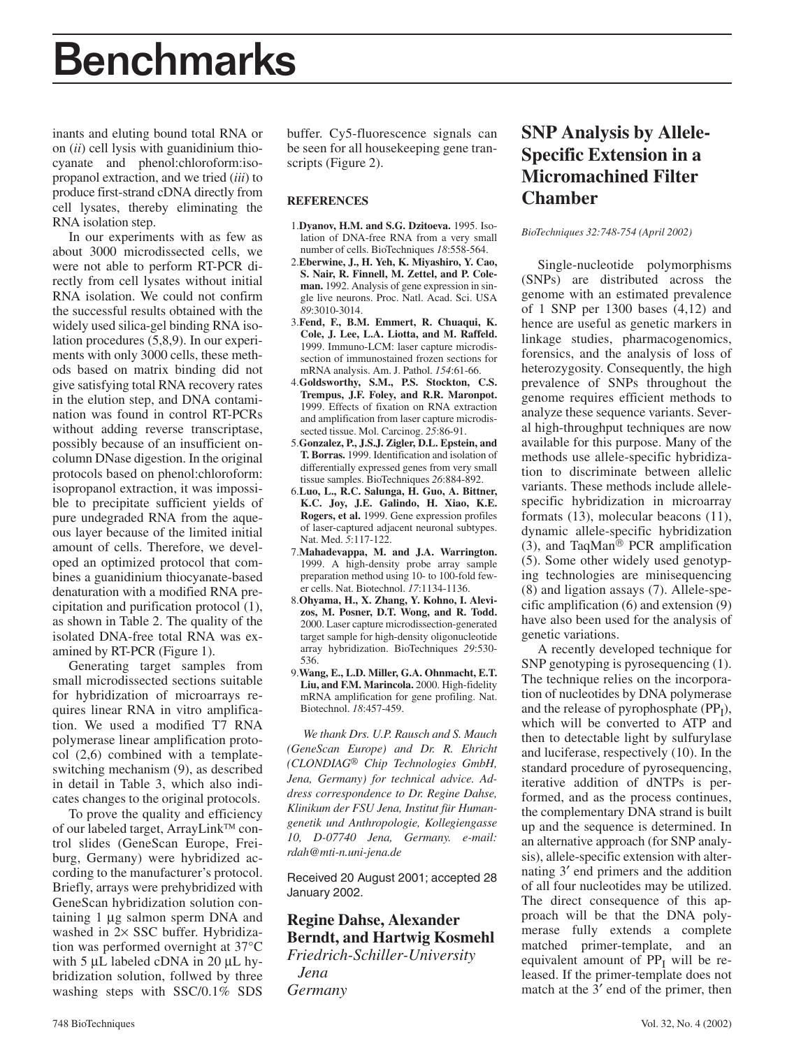inants and eluting bound total RNA or on (*ii*) cell lysis with guanidinium thiocyanate and phenol:chloroform:isopropanol extraction, and we tried (*iii*) to produce first-strand cDNA directly from cell lysates, thereby eliminating the RNA isolation step.

In our experiments with as few as about 3000 microdissected cells, we were not able to perform RT-PCR directly from cell lysates without initial RNA isolation. We could not confirm the successful results obtained with the widely used silica-gel binding RNA isolation procedures (5,8,9). In our experiments with only 3000 cells, these methods based on matrix binding did not give satisfying total RNA recovery rates in the elution step, and DNA contamination was found in control RT-PCRs without adding reverse transcriptase, possibly because of an insufficient on-column DNase digestion. In the original protocols based on phenol:chloroform: isopropanol extraction, it was impossible to precipitate sufficient yields of pure undegraded RNA from the aqueous layer because of the limited initial amount of cells. Therefore, we developed an optimized protocol that combines a guanidinium thiocyanate-based denaturation with a modified RNA precipitation and purification protocol (1), as shown in Table 2. The quality of the isolated DNA-free total RNA was examined by RT-PCR (Figure 1).

Generating target samples from small microdissected sections suitable for hybridization of microarrays requires linear RNA in vitro amplification. We used a modified T7 RNA polymerase linear amplification protocol (2,6) combined with a template-switching mechanism (9), as described in detail in Table 3, which also indicates changes to the original protocols.

To prove the quality and efficiency of our labeled target, ArrayLink™ control slides (GeneScan Europe, Freiburg, Germany) were hybridized according to the manufacturer's protocol. Briefly, arrays were prehybridized with GeneScan hybridization solution containing 1 µg salmon sperm DNA and washed in 2× SSC buffer. Hybridization was performed overnight at 37°C with 5 µL labeled cDNA in 20 µL hybridization solution, follwed by three washing steps with SSC/0.1% SDS buffer. Cy5-fluorescence signals can be seen for all housekeeping gene transcripts (Figure 2).

## REFERENCES

1. **Dyanov, H.M. and S.G. Dzitoeva.** 1995. Isolation of DNA-free RNA from a very small number of cells. BioTechniques *18*:558-564.
2. **Eberwine, J., H. Yeh, K. Miyashiro, Y. Cao, S. Nair, R. Finnell, M. Zettel, and P. Coleman.** 1992. Analysis of gene expression in single live neurons. Proc. Natl. Acad. Sci. USA *89*:3010-3014.
3. **Fend, F., B.M. Emmert, R. Chuaqui, K. Cole, J. Lee, L.A. Liotta, and M. Raffeld.** 1999. Immuno-LCM: laser capture microdissection of immunostained frozen sections for mRNA analysis. Am. J. Pathol. *154*:61-66.
4. **Goldsworthy, S.M., P.S. Stockton, C.S. Trempus, J.F. Foley, and R.R. Maronpot.** 1999. Effects of fixation on RNA extraction and amplification from laser capture microdissected tissue. Mol. Carcinog. *25*:86-91.
5. **Gonzalez, P., J.S.J. Zigler, D.L. Epstein, and T. Borras.** 1999. Identification and isolation of differentially expressed genes from very small tissue samples. BioTechniques *26*:884-892.
6. **Luo, L., R.C. Salunga, H. Guo, A. Bittner, K.C. Joy, J.E. Galindo, H. Xiao, K.E. Rogers, et al.** 1999. Gene expression profiles of laser-captured adjacent neuronal subtypes. Nat. Med. *5*:117-122.
7. **Mahadevappa, M. and J.A. Warrington.** 1999. A high-density probe array sample preparation method using 10- to 100-fold fewer cells. Nat. Biotechnol. *17*:1134-1136.
8. **Ohyama, H., X. Zhang, Y. Kohno, I. Alevizos, M. Posner, D.T. Wong, and R. Todd.** 2000. Laser capture microdissection-generated target sample for high-density oligonucleotide array hybridization. BioTechniques *29*:530-536.
9. **Wang, E., L.D. Miller, G.A. Ohnmacht, E.T. Liu, and F.M. Marincola.** 2000. High-fidelity mRNA amplification for gene profiling. Nat. Biotechnol. *18*:457-459.

*We thank Drs. U.P. Rausch and S. Mauch (GeneScan Europe) and Dr. R. Ehricht (CLONDIAG® Chip Technologies GmbH, Jena, Germany) for technical advice. Address correspondence to Dr. Regine Dahse, Klinikum der FSU Jena, Institut für Humangenetik und Anthropologie, Kollegiengasse 10, D-07740 Jena, Germany. e-mail: rdah@mti-n.uni-jena.de*

Received 20 August 2001; accepted 28 January 2002.

**Regine Dahse, Alexander Berndt, and Hartwig Kosmehl**
*Friedrich-Schiller-University Jena Germany*

# SNP Analysis by Allele-Specific Extension in a Micromachined Filter Chamber

*BioTechniques 32:748-754 (April 2002)*

Single-nucleotide polymorphisms (SNPs) are distributed across the genome with an estimated prevalence of 1 SNP per 1300 bases (4,12) and hence are useful as genetic markers in linkage studies, pharmacogenomics, forensics, and the analysis of loss of heterozygosity. Consequently, the high prevalence of SNPs throughout the genome requires efficient methods to analyze these sequence variants. Several high-throughput techniques are now available for this purpose. Many of the methods use allele-specific hybridization to discriminate between allelic variants. These methods include allele-specific hybridization in microarray formats (13), molecular beacons (11), dynamic allele-specific hybridization (3), and TaqMan® PCR amplification (5). Some other widely used genotyping technologies are minisequencing (8) and ligation assays (7). Allele-specific amplification (6) and extension (9) have also been used for the analysis of genetic variations.

A recently developed technique for SNP genotyping is pyrosequencing (1). The technique relies on the incorporation of nucleotides by DNA polymerase and the release of pyrophosphate ($PP_I$), which will be converted to ATP and then to detectable light by sulfurylase and luciferase, respectively (10). In the standard procedure of pyrosequencing, iterative addition of dNTPs is performed, and as the process continues, the complementary DNA strand is built up and the sequence is determined. In an alternative approach (for SNP analysis), allele-specific extension with alternating 3′ end primers and the addition of all four nucleotides may be utilized. The direct consequence of this approach will be that the DNA polymerase fully extends a complete matched primer-template, and an equivalent amount of $PP_I$ will be released. If the primer-template does not match at the 3′ end of the primer, then